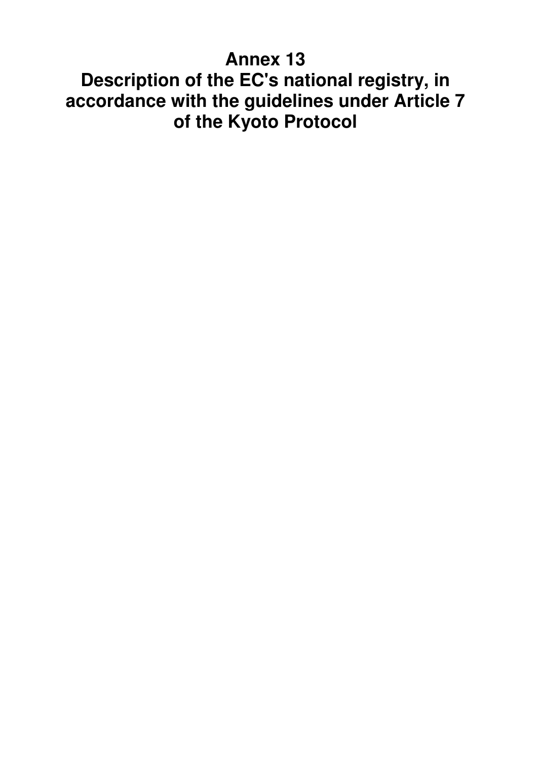# Annex 13
# Description of the EC's national registry, in accordance with the guidelines under Article 7 of the Kyoto Protocol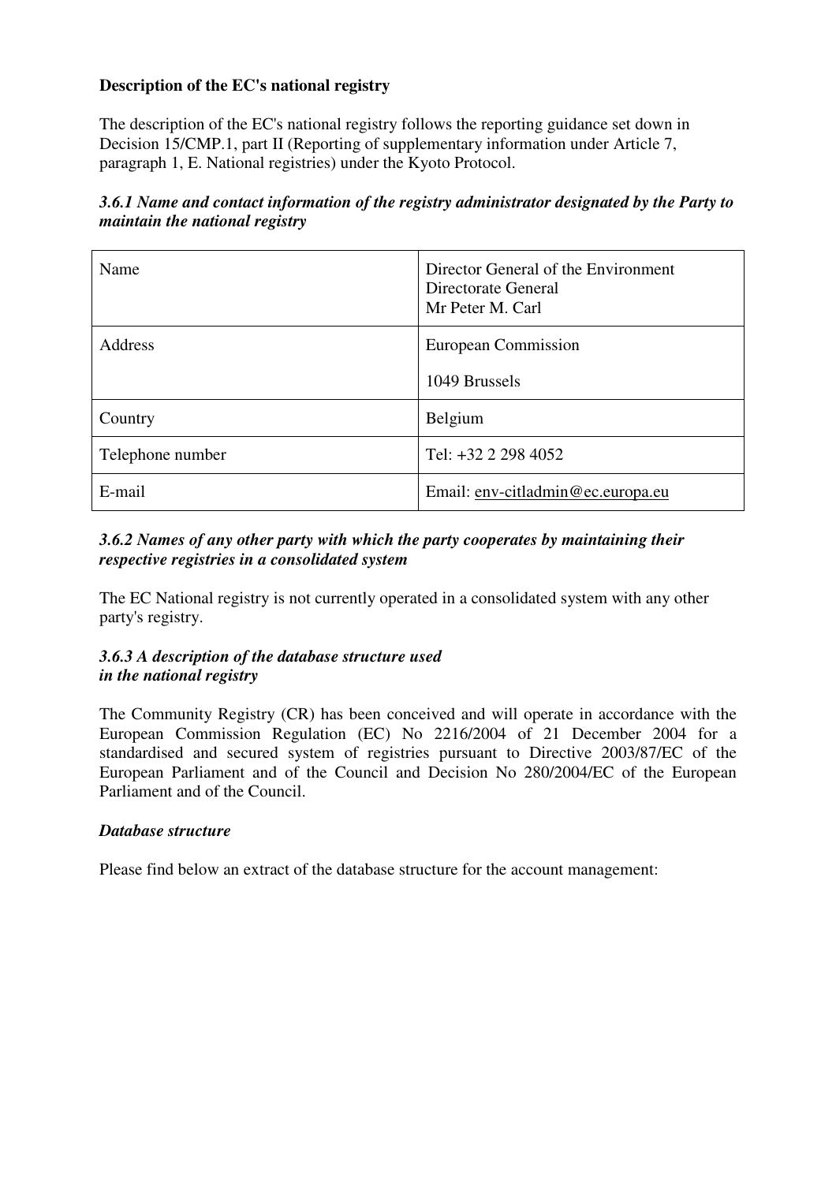**Description of the EC's national registry**

The description of the EC's national registry follows the reporting guidance set down in Decision 15/CMP.1, part II (Reporting of supplementary information under Article 7, paragraph 1, E. National registries) under the Kyoto Protocol.

***3.6.1 Name and contact information of the registry administrator designated by the Party to maintain the national registry***

| | |
|---|---|
| Name | Director General of the Environment Directorate General<br>Mr Peter M. Carl |
| Address | European Commission<br><br>1049 Brussels |
| Country | Belgium |
| Telephone number | Tel: +32 2 298 4052 |
| E-mail | Email: env-citladmin@ec.europa.eu |

***3.6.2 Names of any other party with which the party cooperates by maintaining their respective registries in a consolidated system***

The EC National registry is not currently operated in a consolidated system with any other party's registry.

***3.6.3 A description of the database structure used in the national registry***

The Community Registry (CR) has been conceived and will operate in accordance with the European Commission Regulation (EC) No 2216/2004 of 21 December 2004 for a standardised and secured system of registries pursuant to Directive 2003/87/EC of the European Parliament and of the Council and Decision No 280/2004/EC of the European Parliament and of the Council.

***Database structure***

Please find below an extract of the database structure for the account management: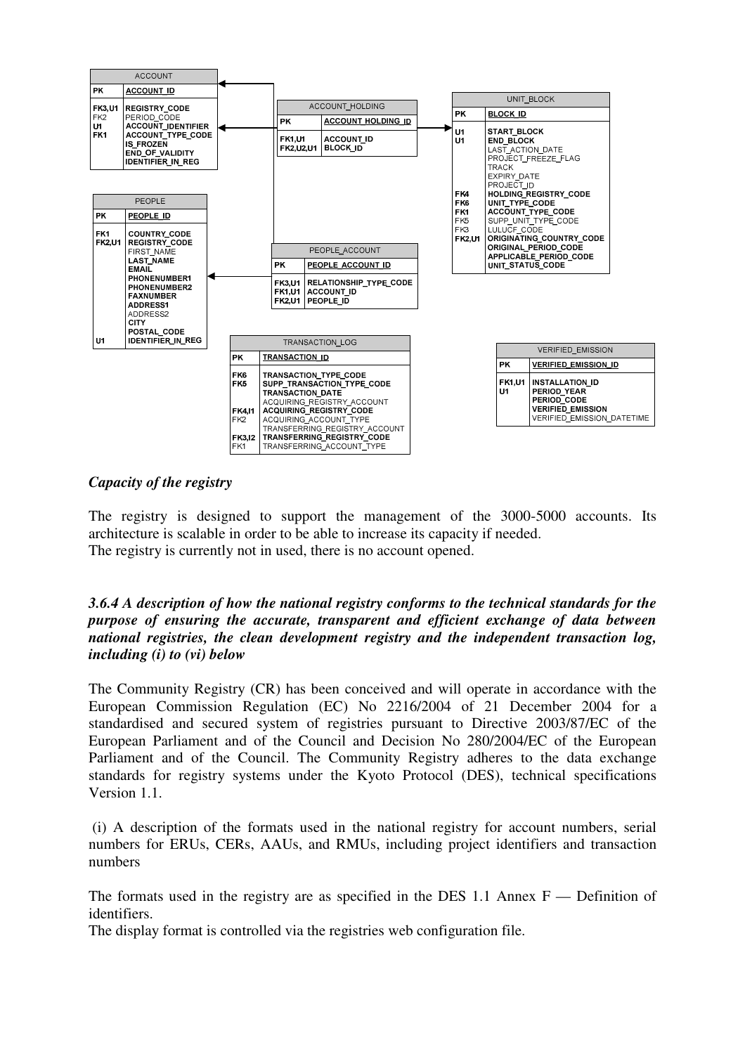**ACCOUNT**

| Key | ACCOUNT |
|---|---|
| PK | ACCOUNT_ID |
| FK3,U1 | REGISTRY_CODE |
| FK2 | PERIOD_CODE |
| U1 | ACCOUNT_IDENTIFIER |
| FK1 | ACCOUNT_TYPE_CODE |
| | IS_FROZEN |
| | END_OF_VALIDITY |
| | IDENTIFIER_IN_REG |

**ACCOUNT_HOLDING**

| Key | ACCOUNT_HOLDING |
|---|---|
| PK | ACCOUNT_HOLDING_ID |
| FK1,U1 | ACCOUNT_ID |
| FK2,U2,U1 | BLOCK_ID |

**UNIT_BLOCK**

| Key | UNIT_BLOCK |
|---|---|
| PK | BLOCK_ID |
| U1 | START_BLOCK |
| U1 | END_BLOCK |
| | LAST_ACTION_DATE |
| | PROJECT_FREEZE_FLAG |
| | TRACK |
| | EXPIRY_DATE |
| | PROJECT_ID |
| FK4 | HOLDING_REGISTRY_CODE |
| FK6 | UNIT_TYPE_CODE |
| FK1 | ACCOUNT_TYPE_CODE |
| FK5 | SUPP_UNIT_TYPE_CODE |
| FK3 | LULUCF_CODE |
| FK2,U1 | ORIGINATING_COUNTRY_CODE |
| | ORIGINAL_PERIOD_CODE |
| | APPLICABLE_PERIOD_CODE |
| | UNIT_STATUS_CODE |

**PEOPLE**

| Key | PEOPLE |
|---|---|
| PK | PEOPLE_ID |
| FK1 | COUNTRY_CODE |
| FK2,U1 | REGISTRY_CODE |
| | FIRST_NAME |
| | LAST_NAME |
| | EMAIL |
| | PHONENUMBER1 |
| | PHONENUMBER2 |
| | FAXNUMBER |
| | ADDRESS1 |
| | ADDRESS2 |
| | CITY |
| | POSTAL_CODE |
| U1 | IDENTIFIER_IN_REG |

**PEOPLE_ACCOUNT**

| Key | PEOPLE_ACCOUNT |
|---|---|
| PK | PEOPLE_ACCOUNT_ID |
| FK3,U1 | RELATIONSHIP_TYPE_CODE |
| FK1,U1 | ACCOUNT_ID |
| FK2,U1 | PEOPLE_ID |

**TRANSACTION_LOG**

| Key | TRANSACTION_LOG |
|---|---|
| PK | TRANSACTION_ID |
| FK6 | TRANSACTION_TYPE_CODE |
| FK5 | SUPP_TRANSACTION_TYPE_CODE |
| | TRANSACTION_DATE |
| | ACQUIRING_REGISTRY_ACCOUNT |
| FK4,I1 | ACQUIRING_REGISTRY_CODE |
| FK2 | ACQUIRING_ACCOUNT_TYPE |
| | TRANSFERRING_REGISTRY_ACCOUNT |
| FK3,I2 | TRANSFERRING_REGISTRY_CODE |
| FK1 | TRANSFERRING_ACCOUNT_TYPE |

**VERIFIED_EMISSION**

| Key | VERIFIED_EMISSION |
|---|---|
| PK | VERIFIED_EMISSION_ID |
| FK1,U1 | INSTALLATION_ID |
| U1 | PERIOD_YEAR |
| | PERIOD_CODE |
| | VERIFIED_EMISSION |
| | VERIFIED_EMISSION_DATETIME |

***Capacity of the registry***

The registry is designed to support the management of the 3000-5000 accounts. Its architecture is scalable in order to be able to increase its capacity if needed.
The registry is currently not in used, there is no account opened.

### *3.6.4 A description of how the national registry conforms to the technical standards for the purpose of ensuring the accurate, transparent and efficient exchange of data between national registries, the clean development registry and the independent transaction log, including (i) to (vi) below*

The Community Registry (CR) has been conceived and will operate in accordance with the European Commission Regulation (EC) No 2216/2004 of 21 December 2004 for a standardised and secured system of registries pursuant to Directive 2003/87/EC of the European Parliament and of the Council and Decision No 280/2004/EC of the European Parliament and of the Council. The Community Registry adheres to the data exchange standards for registry systems under the Kyoto Protocol (DES), technical specifications Version 1.1.

(i) A description of the formats used in the national registry for account numbers, serial numbers for ERUs, CERs, AAUs, and RMUs, including project identifiers and transaction numbers

The formats used in the registry are as specified in the DES 1.1 Annex F — Definition of identifiers.
The display format is controlled via the registries web configuration file.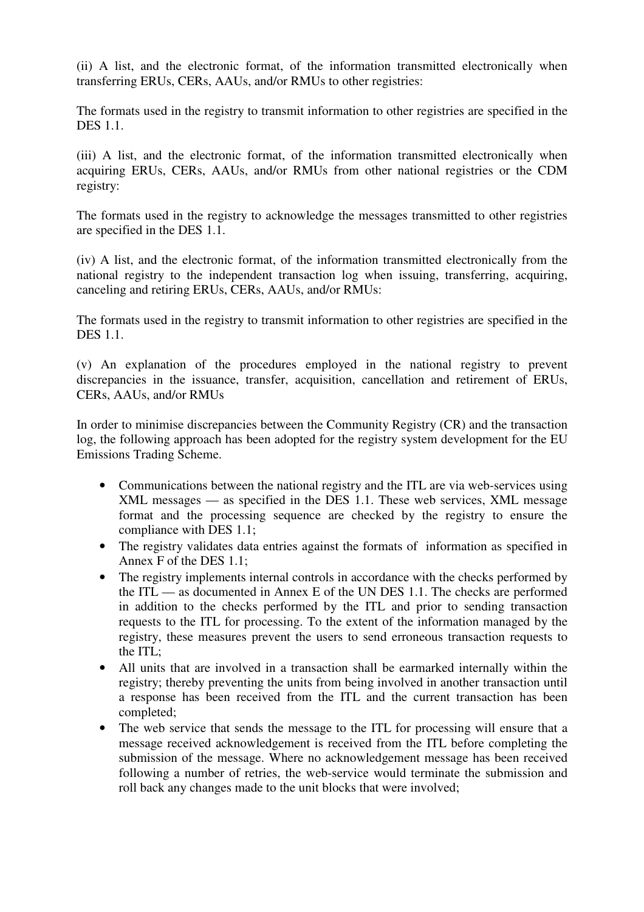(ii) A list, and the electronic format, of the information transmitted electronically when transferring ERUs, CERs, AAUs, and/or RMUs to other registries:

The formats used in the registry to transmit information to other registries are specified in the DES 1.1.

(iii) A list, and the electronic format, of the information transmitted electronically when acquiring ERUs, CERs, AAUs, and/or RMUs from other national registries or the CDM registry:

The formats used in the registry to acknowledge the messages transmitted to other registries are specified in the DES 1.1.

(iv) A list, and the electronic format, of the information transmitted electronically from the national registry to the independent transaction log when issuing, transferring, acquiring, canceling and retiring ERUs, CERs, AAUs, and/or RMUs:

The formats used in the registry to transmit information to other registries are specified in the DES 1.1.

(v) An explanation of the procedures employed in the national registry to prevent discrepancies in the issuance, transfer, acquisition, cancellation and retirement of ERUs, CERs, AAUs, and/or RMUs

In order to minimise discrepancies between the Community Registry (CR) and the transaction log, the following approach has been adopted for the registry system development for the EU Emissions Trading Scheme.

- Communications between the national registry and the ITL are via web-services using XML messages — as specified in the DES 1.1. These web services, XML message format and the processing sequence are checked by the registry to ensure the compliance with DES 1.1;
- The registry validates data entries against the formats of information as specified in Annex F of the DES 1.1;
- The registry implements internal controls in accordance with the checks performed by the ITL — as documented in Annex E of the UN DES 1.1. The checks are performed in addition to the checks performed by the ITL and prior to sending transaction requests to the ITL for processing. To the extent of the information managed by the registry, these measures prevent the users to send erroneous transaction requests to the ITL;
- All units that are involved in a transaction shall be earmarked internally within the registry; thereby preventing the units from being involved in another transaction until a response has been received from the ITL and the current transaction has been completed;
- The web service that sends the message to the ITL for processing will ensure that a message received acknowledgement is received from the ITL before completing the submission of the message. Where no acknowledgement message has been received following a number of retries, the web-service would terminate the submission and roll back any changes made to the unit blocks that were involved;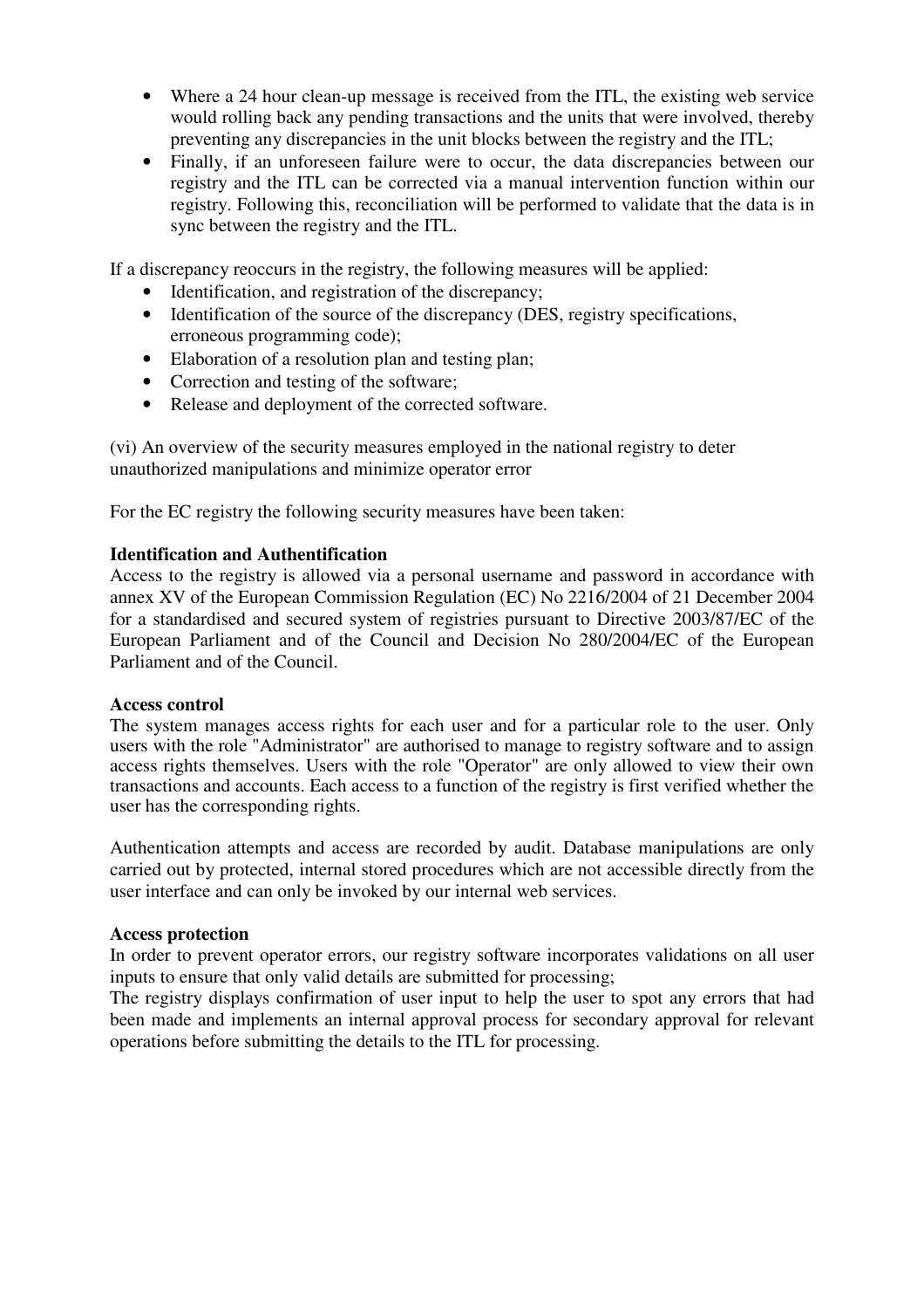- Where a 24 hour clean-up message is received from the ITL, the existing web service would rolling back any pending transactions and the units that were involved, thereby preventing any discrepancies in the unit blocks between the registry and the ITL;
- Finally, if an unforeseen failure were to occur, the data discrepancies between our registry and the ITL can be corrected via a manual intervention function within our registry. Following this, reconciliation will be performed to validate that the data is in sync between the registry and the ITL.

If a discrepancy reoccurs in the registry, the following measures will be applied:

- Identification, and registration of the discrepancy;
- Identification of the source of the discrepancy (DES, registry specifications, erroneous programming code);
- Elaboration of a resolution plan and testing plan;
- Correction and testing of the software;
- Release and deployment of the corrected software.

(vi) An overview of the security measures employed in the national registry to deter unauthorized manipulations and minimize operator error

For the EC registry the following security measures have been taken:

**Identification and Authentification**

Access to the registry is allowed via a personal username and password in accordance with annex XV of the European Commission Regulation (EC) No 2216/2004 of 21 December 2004 for a standardised and secured system of registries pursuant to Directive 2003/87/EC of the European Parliament and of the Council and Decision No 280/2004/EC of the European Parliament and of the Council.

**Access control**

The system manages access rights for each user and for a particular role to the user. Only users with the role "Administrator" are authorised to manage to registry software and to assign access rights themselves. Users with the role "Operator" are only allowed to view their own transactions and accounts. Each access to a function of the registry is first verified whether the user has the corresponding rights.

Authentication attempts and access are recorded by audit. Database manipulations are only carried out by protected, internal stored procedures which are not accessible directly from the user interface and can only be invoked by our internal web services.

**Access protection**

In order to prevent operator errors, our registry software incorporates validations on all user inputs to ensure that only valid details are submitted for processing;

The registry displays confirmation of user input to help the user to spot any errors that had been made and implements an internal approval process for secondary approval for relevant operations before submitting the details to the ITL for processing.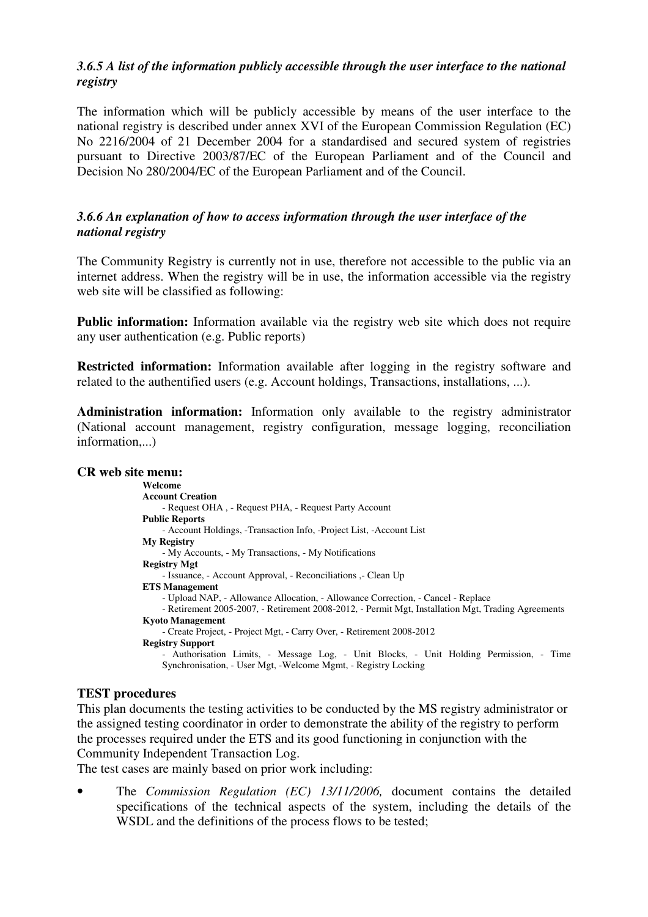### *3.6.5 A list of the information publicly accessible through the user interface to the national registry*

The information which will be publicly accessible by means of the user interface to the national registry is described under annex XVI of the European Commission Regulation (EC) No 2216/2004 of 21 December 2004 for a standardised and secured system of registries pursuant to Directive 2003/87/EC of the European Parliament and of the Council and Decision No 280/2004/EC of the European Parliament and of the Council.

### *3.6.6 An explanation of how to access information through the user interface of the national registry*

The Community Registry is currently not in use, therefore not accessible to the public via an internet address. When the registry will be in use, the information accessible via the registry web site will be classified as following:

**Public information:** Information available via the registry web site which does not require any user authentication (e.g. Public reports)

**Restricted information:** Information available after logging in the registry software and related to the authentified users (e.g. Account holdings, Transactions, installations, ...).

**Administration information:** Information only available to the registry administrator (National account management, registry configuration, message logging, reconciliation information,...)

**CR web site menu:**

**Welcome**

**Account Creation**
- Request OHA , - Request PHA, - Request Party Account

**Public Reports**
- Account Holdings, -Transaction Info, -Project List, -Account List

**My Registry**
- My Accounts, - My Transactions, - My Notifications

**Registry Mgt**
- Issuance, - Account Approval, - Reconciliations ,- Clean Up

**ETS Management**
- Upload NAP, - Allowance Allocation, - Allowance Correction, - Cancel - Replace
- Retirement 2005-2007, - Retirement 2008-2012, - Permit Mgt, Installation Mgt, Trading Agreements

**Kyoto Management**
- Create Project, - Project Mgt, - Carry Over, - Retirement 2008-2012

**Registry Support**
- Authorisation Limits, - Message Log, - Unit Blocks, - Unit Holding Permission, - Time Synchronisation, - User Mgt, -Welcome Mgmt, - Registry Locking

**TEST procedures**

This plan documents the testing activities to be conducted by the MS registry administrator or the assigned testing coordinator in order to demonstrate the ability of the registry to perform the processes required under the ETS and its good functioning in conjunction with the Community Independent Transaction Log.

The test cases are mainly based on prior work including:

- The *Commission Regulation (EC) 13/11/2006,* document contains the detailed specifications of the technical aspects of the system, including the details of the WSDL and the definitions of the process flows to be tested;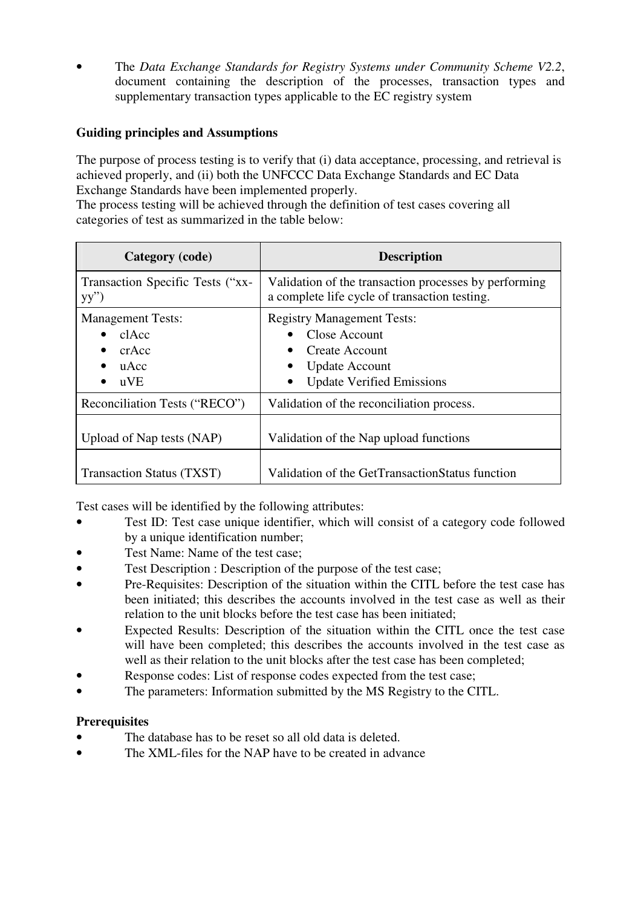- The *Data Exchange Standards for Registry Systems under Community Scheme V2.2*, document containing the description of the processes, transaction types and supplementary transaction types applicable to the EC registry system

**Guiding principles and Assumptions**

The purpose of process testing is to verify that (i) data acceptance, processing, and retrieval is achieved properly, and (ii) both the UNFCCC Data Exchange Standards and EC Data Exchange Standards have been implemented properly.
The process testing will be achieved through the definition of test cases covering all categories of test as summarized in the table below:

| Category (code) | Description |
|---|---|
| Transaction Specific Tests ("xx-yy") | Validation of the transaction processes by performing a complete life cycle of transaction testing. |
| Management Tests:<br>• clAcc<br>• crAcc<br>• uAcc<br>• uVE | Registry Management Tests:<br>• Close Account<br>• Create Account<br>• Update Account<br>• Update Verified Emissions |
| Reconciliation Tests ("RECO") | Validation of the reconciliation process. |
| Upload of Nap tests (NAP) | Validation of the Nap upload functions |
| Transaction Status (TXST) | Validation of the GetTransactionStatus function |

Test cases will be identified by the following attributes:

- Test ID: Test case unique identifier, which will consist of a category code followed by a unique identification number;
- Test Name: Name of the test case;
- Test Description : Description of the purpose of the test case;
- Pre-Requisites: Description of the situation within the CITL before the test case has been initiated; this describes the accounts involved in the test case as well as their relation to the unit blocks before the test case has been initiated;
- Expected Results: Description of the situation within the CITL once the test case will have been completed; this describes the accounts involved in the test case as well as their relation to the unit blocks after the test case has been completed;
- Response codes: List of response codes expected from the test case;
- The parameters: Information submitted by the MS Registry to the CITL.

**Prerequisites**

- The database has to be reset so all old data is deleted.
- The XML-files for the NAP have to be created in advance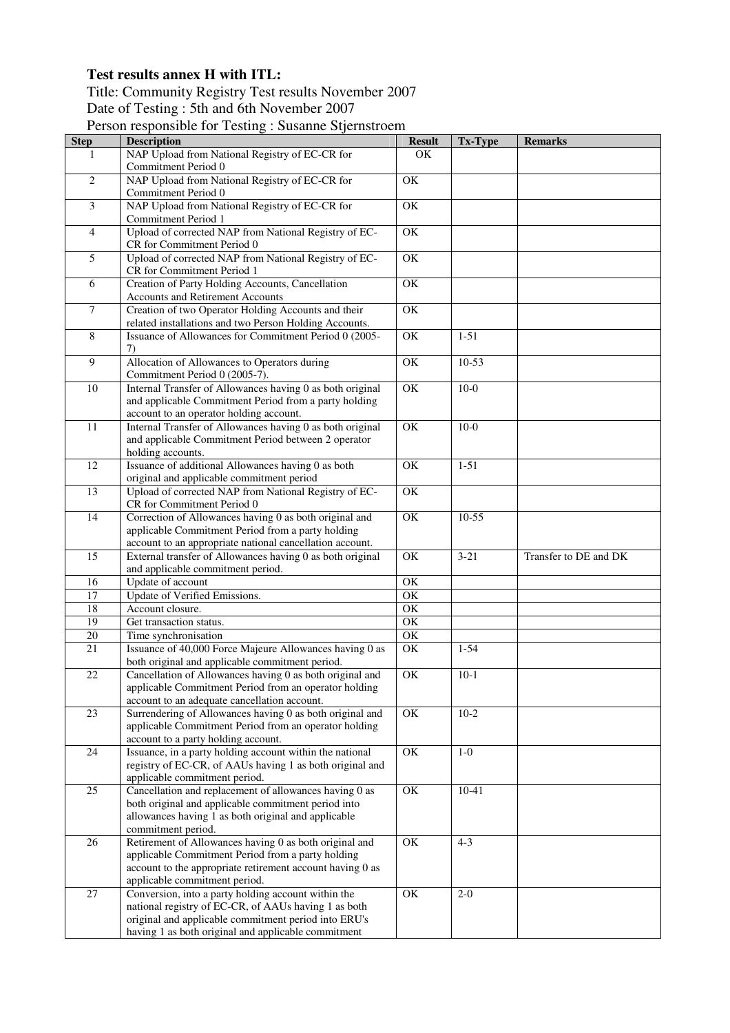**Test results annex H with ITL:**

Title: Community Registry Test results November 2007

Date of Testing : 5th and 6th November 2007

Person responsible for Testing : Susanne Stjernstroem

| Step | Description | Result | Tx-Type | Remarks |
|---|---|---|---|---|
| 1 | NAP Upload from National Registry of EC-CR for Commitment Period 0 | OK | | |
| 2 | NAP Upload from National Registry of EC-CR for Commitment Period 0 | OK | | |
| 3 | NAP Upload from National Registry of EC-CR for Commitment Period 1 | OK | | |
| 4 | Upload of corrected NAP from National Registry of EC-CR for Commitment Period 0 | OK | | |
| 5 | Upload of corrected NAP from National Registry of EC-CR for Commitment Period 1 | OK | | |
| 6 | Creation of Party Holding Accounts, Cancellation Accounts and Retirement Accounts | OK | | |
| 7 | Creation of two Operator Holding Accounts and their related installations and two Person Holding Accounts. | OK | | |
| 8 | Issuance of Allowances for Commitment Period 0 (2005-7) | OK | 1-51 | |
| 9 | Allocation of Allowances to Operators during Commitment Period 0 (2005-7). | OK | 10-53 | |
| 10 | Internal Transfer of Allowances having 0 as both original and applicable Commitment Period from a party holding account to an operator holding account. | OK | 10-0 | |
| 11 | Internal Transfer of Allowances having 0 as both original and applicable Commitment Period between 2 operator holding accounts. | OK | 10-0 | |
| 12 | Issuance of additional Allowances having 0 as both original and applicable commitment period | OK | 1-51 | |
| 13 | Upload of corrected NAP from National Registry of EC-CR for Commitment Period 0 | OK | | |
| 14 | Correction of Allowances having 0 as both original and applicable Commitment Period from a party holding account to an appropriate national cancellation account. | OK | 10-55 | |
| 15 | External transfer of Allowances having 0 as both original and applicable commitment period. | OK | 3-21 | Transfer to DE and DK |
| 16 | Update of account | OK | | |
| 17 | Update of Verified Emissions. | OK | | |
| 18 | Account closure. | OK | | |
| 19 | Get transaction status. | OK | | |
| 20 | Time synchronisation | OK | | |
| 21 | Issuance of 40,000 Force Majeure Allowances having 0 as both original and applicable commitment period. | OK | 1-54 | |
| 22 | Cancellation of Allowances having 0 as both original and applicable Commitment Period from an operator holding account to an adequate cancellation account. | OK | 10-1 | |
| 23 | Surrendering of Allowances having 0 as both original and applicable Commitment Period from an operator holding account to a party holding account. | OK | 10-2 | |
| 24 | Issuance, in a party holding account within the national registry of EC-CR, of AAUs having 1 as both original and applicable commitment period. | OK | 1-0 | |
| 25 | Cancellation and replacement of allowances having 0 as both original and applicable commitment period into allowances having 1 as both original and applicable commitment period. | OK | 10-41 | |
| 26 | Retirement of Allowances having 0 as both original and applicable Commitment Period from a party holding account to the appropriate retirement account having 0 as applicable commitment period. | OK | 4-3 | |
| 27 | Conversion, into a party holding account within the national registry of EC-CR, of AAUs having 1 as both original and applicable commitment period into ERU's having 1 as both original and applicable commitment | OK | 2-0 | |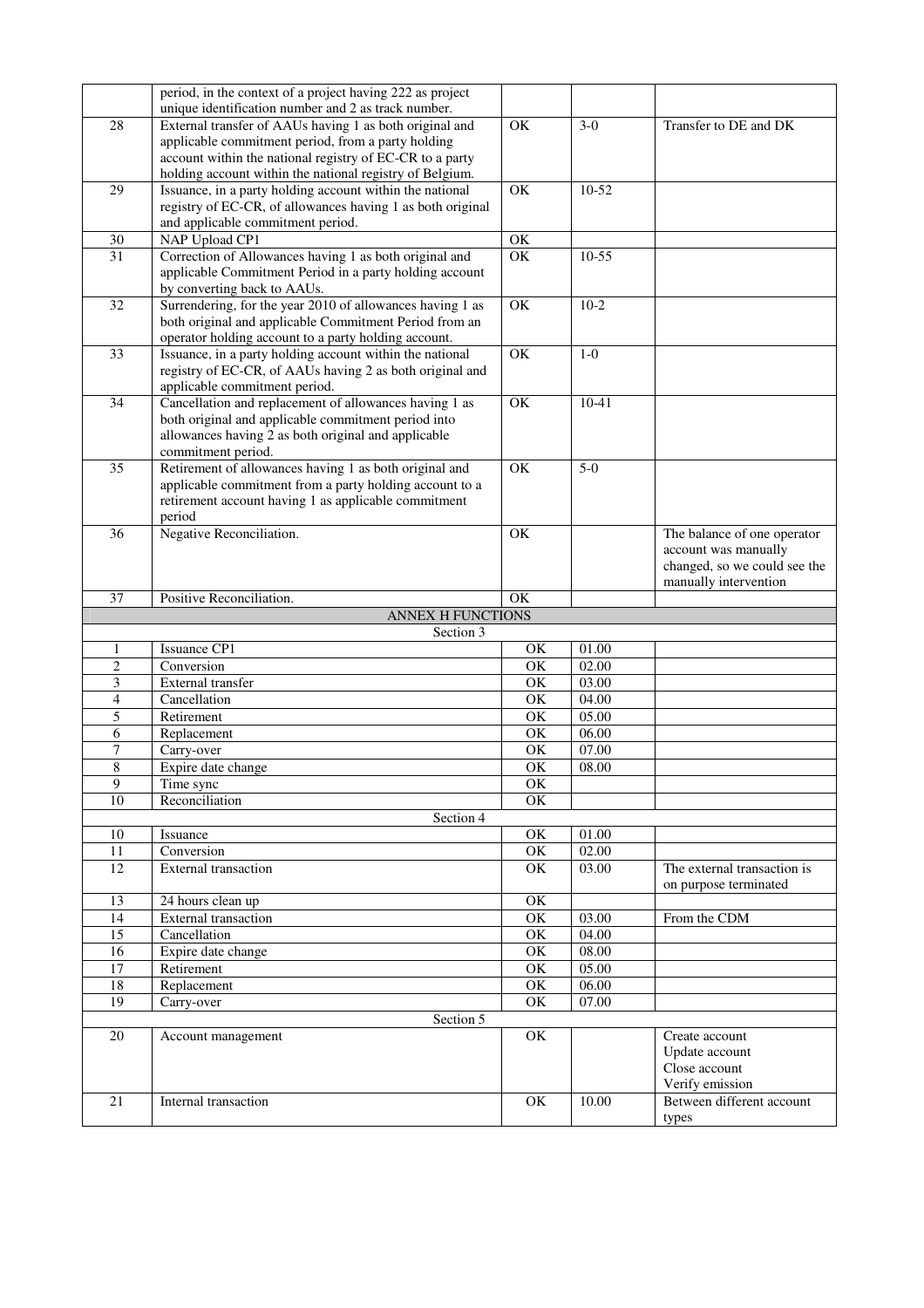| | | | | |
|---|---|---|---|---|
| | period, in the context of a project having 222 as project unique identification number and 2 as track number. | | | |
| 28 | External transfer of AAUs having 1 as both original and applicable commitment period, from a party holding account within the national registry of EC-CR to a party holding account within the national registry of Belgium. | OK | 3-0 | Transfer to DE and DK |
| 29 | Issuance, in a party holding account within the national registry of EC-CR, of allowances having 1 as both original and applicable commitment period. | OK | 10-52 | |
| 30 | NAP Upload CP1 | OK | | |
| 31 | Correction of Allowances having 1 as both original and applicable Commitment Period in a party holding account by converting back to AAUs. | OK | 10-55 | |
| 32 | Surrendering, for the year 2010 of allowances having 1 as both original and applicable Commitment Period from an operator holding account to a party holding account. | OK | 10-2 | |
| 33 | Issuance, in a party holding account within the national registry of EC-CR, of AAUs having 2 as both original and applicable commitment period. | OK | 1-0 | |
| 34 | Cancellation and replacement of allowances having 1 as both original and applicable commitment period into allowances having 2 as both original and applicable commitment period. | OK | 10-41 | |
| 35 | Retirement of allowances having 1 as both original and applicable commitment from a party holding account to a retirement account having 1 as applicable commitment period | OK | 5-0 | |
| 36 | Negative Reconciliation. | OK | | The balance of one operator account was manually changed, so we could see the manually intervention |
| 37 | Positive Reconciliation. | OK | | |
| | **ANNEX H FUNCTIONS** | | | |
| | Section 3 | | | |
| 1 | Issuance CP1 | OK | 01.00 | |
| 2 | Conversion | OK | 02.00 | |
| 3 | External transfer | OK | 03.00 | |
| 4 | Cancellation | OK | 04.00 | |
| 5 | Retirement | OK | 05.00 | |
| 6 | Replacement | OK | 06.00 | |
| 7 | Carry-over | OK | 07.00 | |
| 8 | Expire date change | OK | 08.00 | |
| 9 | Time sync | OK | | |
| 10 | Reconciliation | OK | | |
| | Section 4 | | | |
| 10 | Issuance | OK | 01.00 | |
| 11 | Conversion | OK | 02.00 | |
| 12 | External transaction | OK | 03.00 | The external transaction is on purpose terminated |
| 13 | 24 hours clean up | OK | | |
| 14 | External transaction | OK | 03.00 | From the CDM |
| 15 | Cancellation | OK | 04.00 | |
| 16 | Expire date change | OK | 08.00 | |
| 17 | Retirement | OK | 05.00 | |
| 18 | Replacement | OK | 06.00 | |
| 19 | Carry-over | OK | 07.00 | |
| | Section 5 | | | |
| 20 | Account management | OK | | Create account<br>Update account<br>Close account<br>Verify emission |
| 21 | Internal transaction | OK | 10.00 | Between different account types |